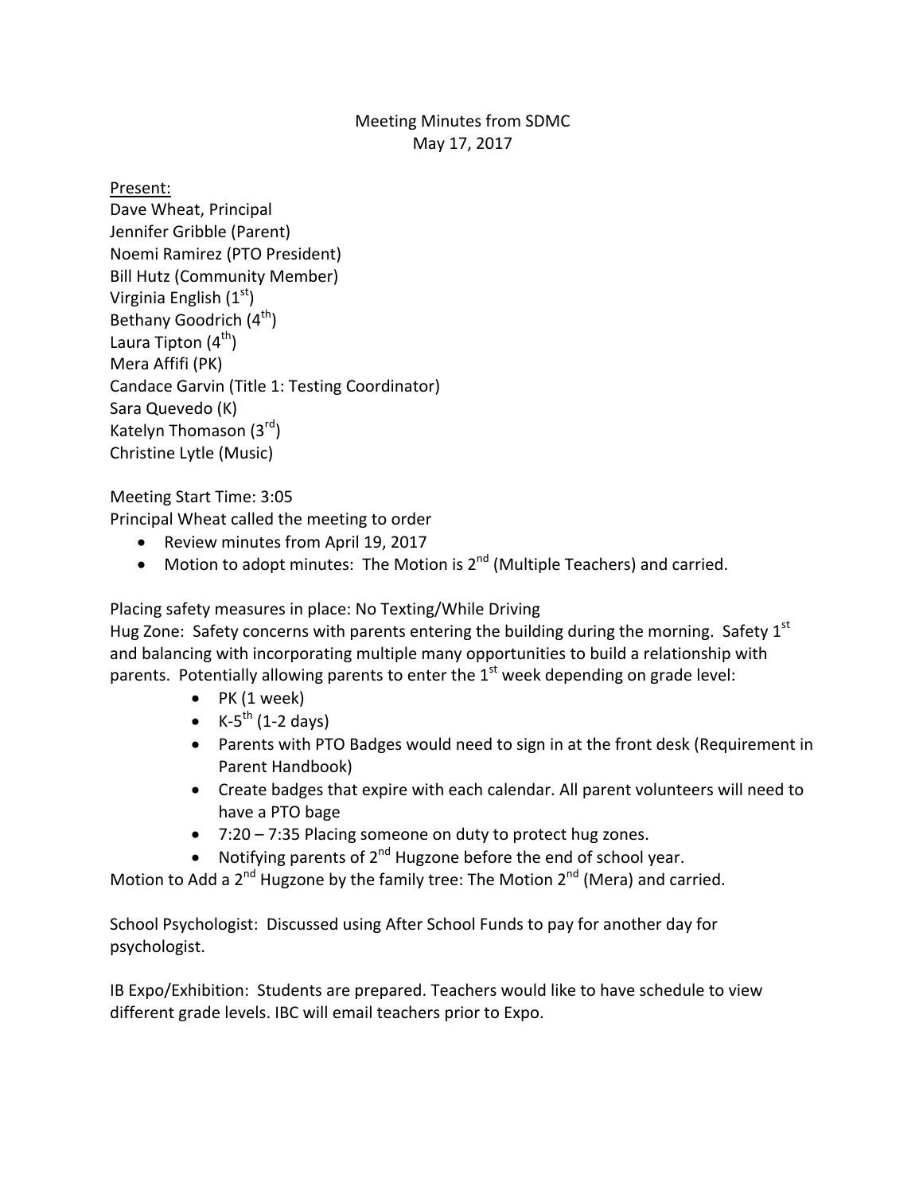Meeting Minutes from SDMC
May 17, 2017

Present:
Dave Wheat, Principal
Jennifer Gribble (Parent)
Noemi Ramirez (PTO President)
Bill Hutz (Community Member)
Virginia English ($1^{st}$)
Bethany Goodrich ($4^{th}$)
Laura Tipton ($4^{th}$)
Mera Affifi (PK)
Candace Garvin (Title 1: Testing Coordinator)
Sara Quevedo (K)
Katelyn Thomason ($3^{rd}$)
Christine Lytle (Music)

Meeting Start Time: 3:05
Principal Wheat called the meeting to order

- Review minutes from April 19, 2017
- Motion to adopt minutes: The Motion is $2^{nd}$ (Multiple Teachers) and carried.

Placing safety measures in place: No Texting/While Driving
Hug Zone: Safety concerns with parents entering the building during the morning. Safety $1^{st}$ and balancing with incorporating multiple many opportunities to build a relationship with parents. Potentially allowing parents to enter the $1^{st}$ week depending on grade level:

- PK (1 week)
- K-$5^{th}$ (1-2 days)
- Parents with PTO Badges would need to sign in at the front desk (Requirement in Parent Handbook)
- Create badges that expire with each calendar. All parent volunteers will need to have a PTO bage
- 7:20 – 7:35 Placing someone on duty to protect hug zones.
- Notifying parents of $2^{nd}$ Hugzone before the end of school year.

Motion to Add a $2^{nd}$ Hugzone by the family tree: The Motion $2^{nd}$ (Mera) and carried.

School Psychologist: Discussed using After School Funds to pay for another day for psychologist.

IB Expo/Exhibition: Students are prepared. Teachers would like to have schedule to view different grade levels. IBC will email teachers prior to Expo.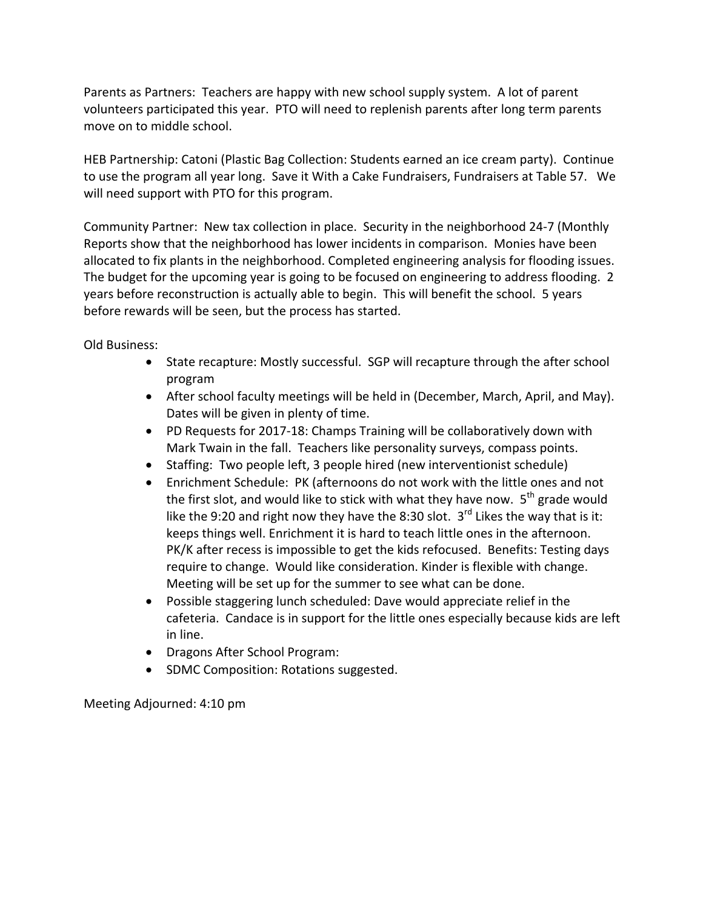Parents as Partners: Teachers are happy with new school supply system. A lot of parent volunteers participated this year. PTO will need to replenish parents after long term parents move on to middle school.

HEB Partnership: Catoni (Plastic Bag Collection: Students earned an ice cream party). Continue to use the program all year long. Save it With a Cake Fundraisers, Fundraisers at Table 57. We will need support with PTO for this program.

Community Partner: New tax collection in place. Security in the neighborhood 24-7 (Monthly Reports show that the neighborhood has lower incidents in comparison. Monies have been allocated to fix plants in the neighborhood. Completed engineering analysis for flooding issues. The budget for the upcoming year is going to be focused on engineering to address flooding. 2 years before reconstruction is actually able to begin. This will benefit the school. 5 years before rewards will be seen, but the process has started.

Old Business:

- State recapture: Mostly successful. SGP will recapture through the after school program
- After school faculty meetings will be held in (December, March, April, and May). Dates will be given in plenty of time.
- PD Requests for 2017-18: Champs Training will be collaboratively down with Mark Twain in the fall. Teachers like personality surveys, compass points.
- Staffing: Two people left, 3 people hired (new interventionist schedule)
- Enrichment Schedule: PK (afternoons do not work with the little ones and not the first slot, and would like to stick with what they have now. 5th grade would like the 9:20 and right now they have the 8:30 slot. 3rd Likes the way that is it: keeps things well. Enrichment it is hard to teach little ones in the afternoon. PK/K after recess is impossible to get the kids refocused. Benefits: Testing days require to change. Would like consideration. Kinder is flexible with change. Meeting will be set up for the summer to see what can be done.
- Possible staggering lunch scheduled: Dave would appreciate relief in the cafeteria. Candace is in support for the little ones especially because kids are left in line.
- Dragons After School Program:
- SDMC Composition: Rotations suggested.

Meeting Adjourned: 4:10 pm